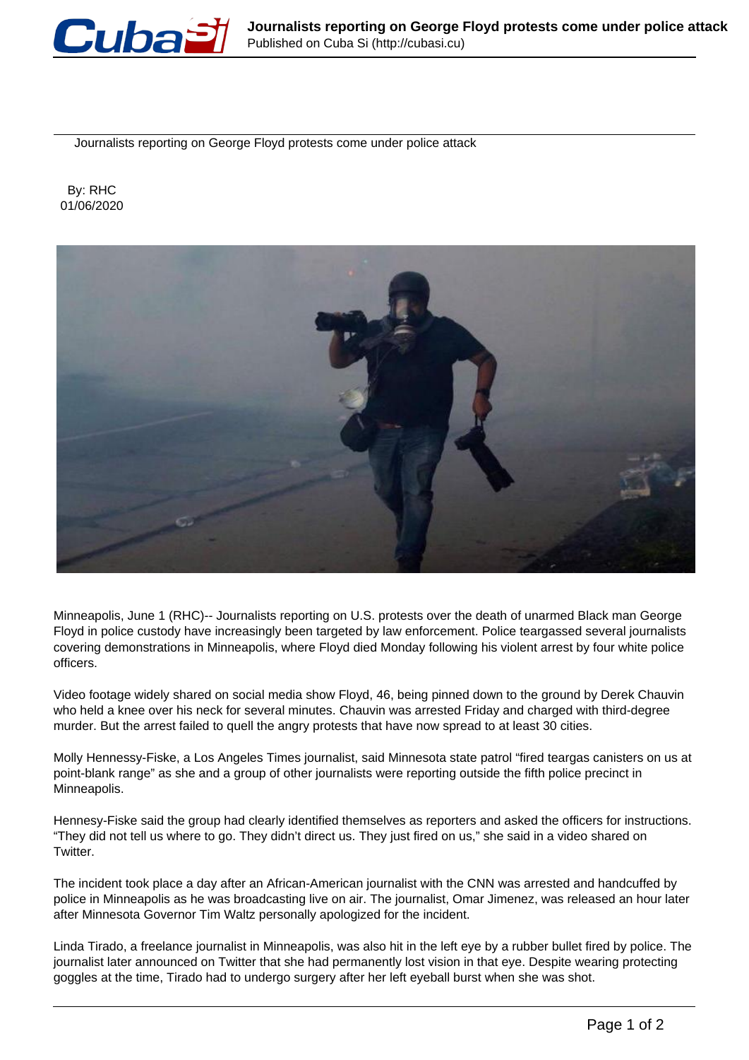# Journalists reporting on George Floyd protests come under police attack

By: RHC
01/06/2020

Minneapolis, June 1 (RHC)-- Journalists reporting on U.S. protests over the death of unarmed Black man George Floyd in police custody have increasingly been targeted by law enforcement. Police teargassed several journalists covering demonstrations in Minneapolis, where Floyd died Monday following his violent arrest by four white police officers.

Video footage widely shared on social media show Floyd, 46, being pinned down to the ground by Derek Chauvin who held a knee over his neck for several minutes. Chauvin was arrested Friday and charged with third-degree murder. But the arrest failed to quell the angry protests that have now spread to at least 30 cities.

Molly Hennessy-Fiske, a Los Angeles Times journalist, said Minnesota state patrol “fired teargas canisters on us at point-blank range” as she and a group of other journalists were reporting outside the fifth police precinct in Minneapolis.

Hennesy-Fiske said the group had clearly identified themselves as reporters and asked the officers for instructions. “They did not tell us where to go. They didn’t direct us. They just fired on us,” she said in a video shared on Twitter.

The incident took place a day after an African-American journalist with the CNN was arrested and handcuffed by police in Minneapolis as he was broadcasting live on air. The journalist, Omar Jimenez, was released an hour later after Minnesota Governor Tim Waltz personally apologized for the incident.

Linda Tirado, a freelance journalist in Minneapolis, was also hit in the left eye by a rubber bullet fired by police. The journalist later announced on Twitter that she had permanently lost vision in that eye. Despite wearing protecting goggles at the time, Tirado had to undergo surgery after her left eyeball burst when she was shot.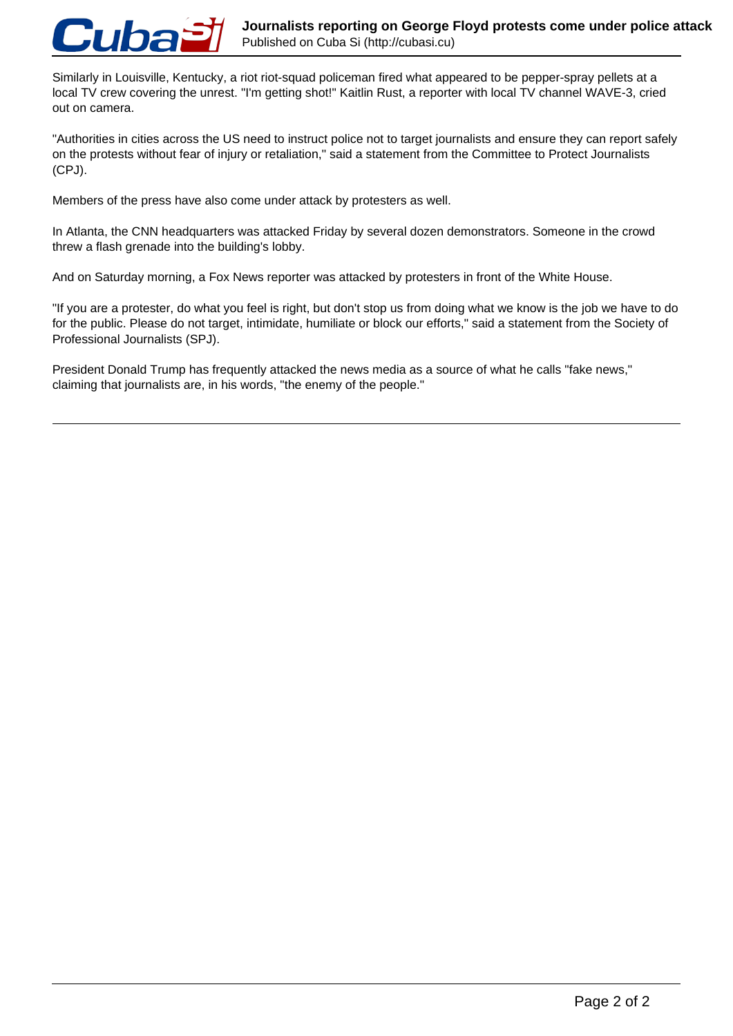Similarly in Louisville, Kentucky, a riot riot-squad policeman fired what appeared to be pepper-spray pellets at a local TV crew covering the unrest. "I'm getting shot!" Kaitlin Rust, a reporter with local TV channel WAVE-3, cried out on camera.

"Authorities in cities across the US need to instruct police not to target journalists and ensure they can report safely on the protests without fear of injury or retaliation," said a statement from the Committee to Protect Journalists (CPJ).

Members of the press have also come under attack by protesters as well.

In Atlanta, the CNN headquarters was attacked Friday by several dozen demonstrators. Someone in the crowd threw a flash grenade into the building's lobby.

And on Saturday morning, a Fox News reporter was attacked by protesters in front of the White House.

"If you are a protester, do what you feel is right, but don't stop us from doing what we know is the job we have to do for the public. Please do not target, intimidate, humiliate or block our efforts," said a statement from the Society of Professional Journalists (SPJ).

President Donald Trump has frequently attacked the news media as a source of what he calls "fake news," claiming that journalists are, in his words, "the enemy of the people."